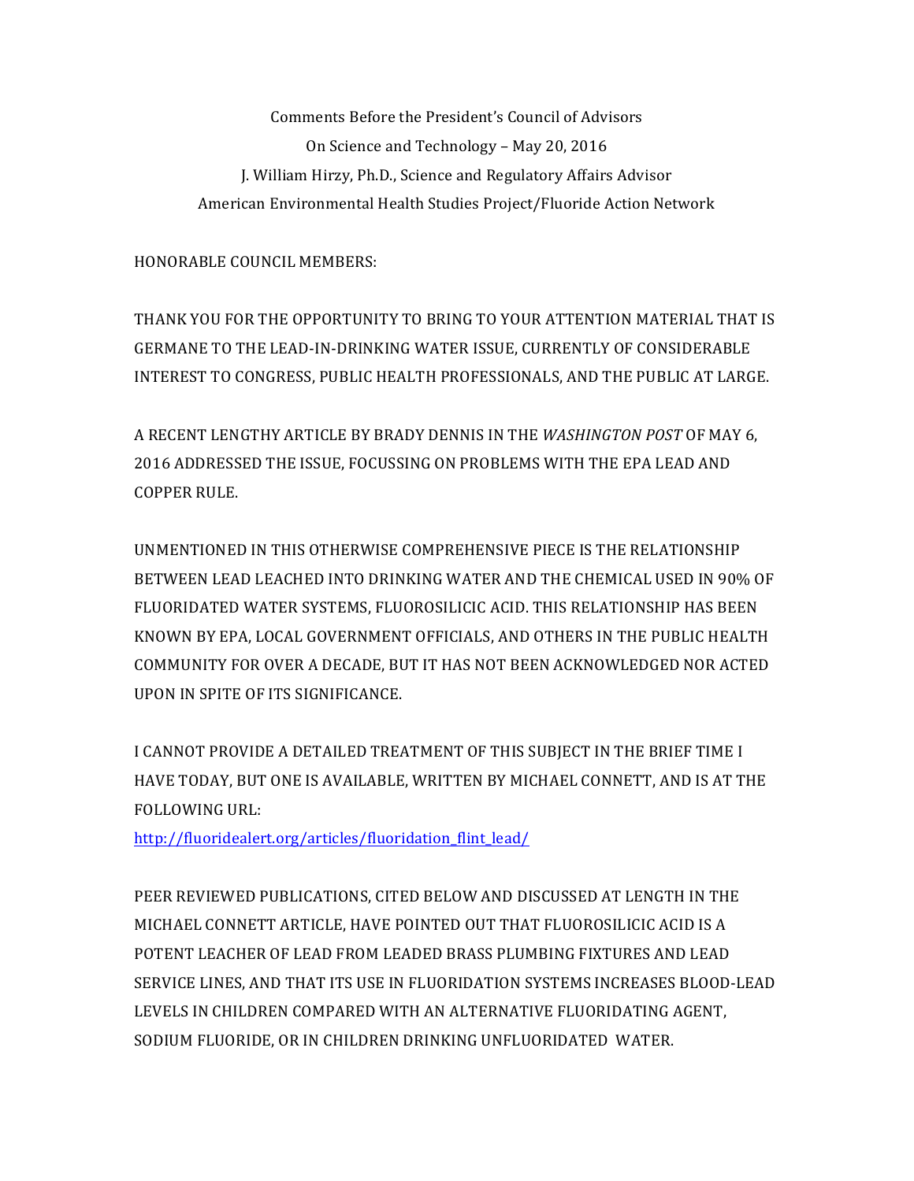Comments Before the President's Council of Advisors  
On Science and Technology – May 20, 2016  
J. William Hirzy, Ph.D., Science and Regulatory Affairs Advisor  
American Environmental Health Studies Project/Fluoride Action Network

HONORABLE COUNCIL MEMBERS:

THANK YOU FOR THE OPPORTUNITY TO BRING TO YOUR ATTENTION MATERIAL THAT IS GERMANE TO THE LEAD-IN-DRINKING WATER ISSUE, CURRENTLY OF CONSIDERABLE INTEREST TO CONGRESS, PUBLIC HEALTH PROFESSIONALS, AND THE PUBLIC AT LARGE.

A RECENT LENGTHY ARTICLE BY BRADY DENNIS IN THE *WASHINGTON POST* OF MAY 6, 2016 ADDRESSED THE ISSUE, FOCUSSING ON PROBLEMS WITH THE EPA LEAD AND COPPER RULE.

UNMENTIONED IN THIS OTHERWISE COMPREHENSIVE PIECE IS THE RELATIONSHIP BETWEEN LEAD LEACHED INTO DRINKING WATER AND THE CHEMICAL USED IN 90% OF FLUORIDATED WATER SYSTEMS, FLUOROSILICIC ACID. THIS RELATIONSHIP HAS BEEN KNOWN BY EPA, LOCAL GOVERNMENT OFFICIALS, AND OTHERS IN THE PUBLIC HEALTH COMMUNITY FOR OVER A DECADE, BUT IT HAS NOT BEEN ACKNOWLEDGED NOR ACTED UPON IN SPITE OF ITS SIGNIFICANCE.

I CANNOT PROVIDE A DETAILED TREATMENT OF THIS SUBJECT IN THE BRIEF TIME I HAVE TODAY, BUT ONE IS AVAILABLE, WRITTEN BY MICHAEL CONNETT, AND IS AT THE FOLLOWING URL:  
http://fluoridealert.org/articles/fluoridation_flint_lead/

PEER REVIEWED PUBLICATIONS, CITED BELOW AND DISCUSSED AT LENGTH IN THE MICHAEL CONNETT ARTICLE, HAVE POINTED OUT THAT FLUOROSILICIC ACID IS A POTENT LEACHER OF LEAD FROM LEADED BRASS PLUMBING FIXTURES AND LEAD SERVICE LINES, AND THAT ITS USE IN FLUORIDATION SYSTEMS INCREASES BLOOD-LEAD LEVELS IN CHILDREN COMPARED WITH AN ALTERNATIVE FLUORIDATING AGENT, SODIUM FLUORIDE, OR IN CHILDREN DRINKING UNFLUORIDATED WATER.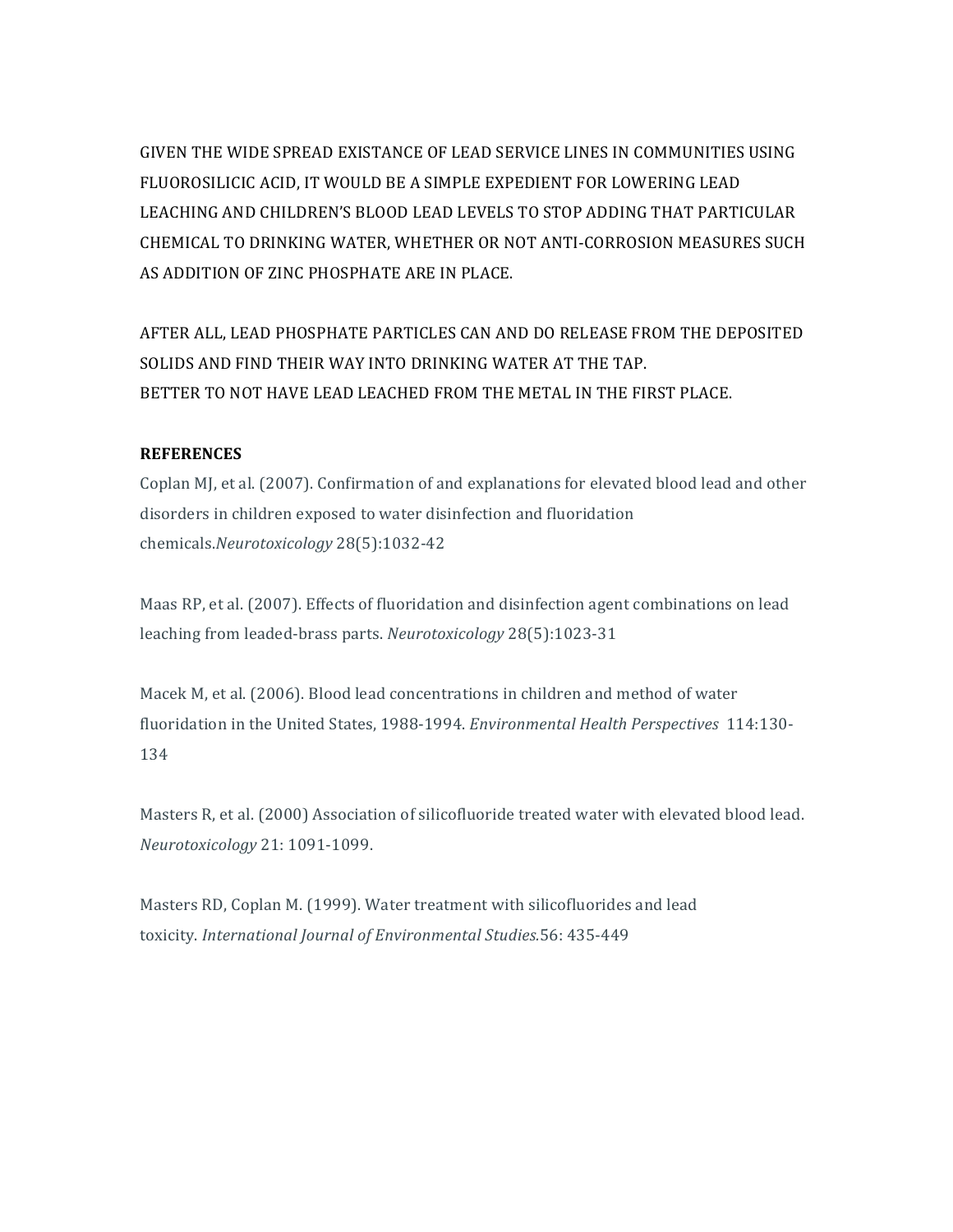GIVEN THE WIDE SPREAD EXISTANCE OF LEAD SERVICE LINES IN COMMUNITIES USING FLUOROSILICIC ACID, IT WOULD BE A SIMPLE EXPEDIENT FOR LOWERING LEAD LEACHING AND CHILDREN'S BLOOD LEAD LEVELS TO STOP ADDING THAT PARTICULAR CHEMICAL TO DRINKING WATER, WHETHER OR NOT ANTI-CORROSION MEASURES SUCH AS ADDITION OF ZINC PHOSPHATE ARE IN PLACE.

AFTER ALL, LEAD PHOSPHATE PARTICLES CAN AND DO RELEASE FROM THE DEPOSITED SOLIDS AND FIND THEIR WAY INTO DRINKING WATER AT THE TAP.
BETTER TO NOT HAVE LEAD LEACHED FROM THE METAL IN THE FIRST PLACE.

**REFERENCES**

Coplan MJ, et al. (2007). Confirmation of and explanations for elevated blood lead and other disorders in children exposed to water disinfection and fluoridation chemicals.*Neurotoxicology* 28(5):1032-42

Maas RP, et al. (2007). Effects of fluoridation and disinfection agent combinations on lead leaching from leaded-brass parts. *Neurotoxicology* 28(5):1023-31

Macek M, et al. (2006). Blood lead concentrations in children and method of water fluoridation in the United States, 1988-1994. *Environmental Health Perspectives* 114:130-134

Masters R, et al. (2000) Association of silicofluoride treated water with elevated blood lead. *Neurotoxicology* 21: 1091-1099.

Masters RD, Coplan M. (1999). Water treatment with silicofluorides and lead toxicity. *International Journal of Environmental Studies.*56: 435-449